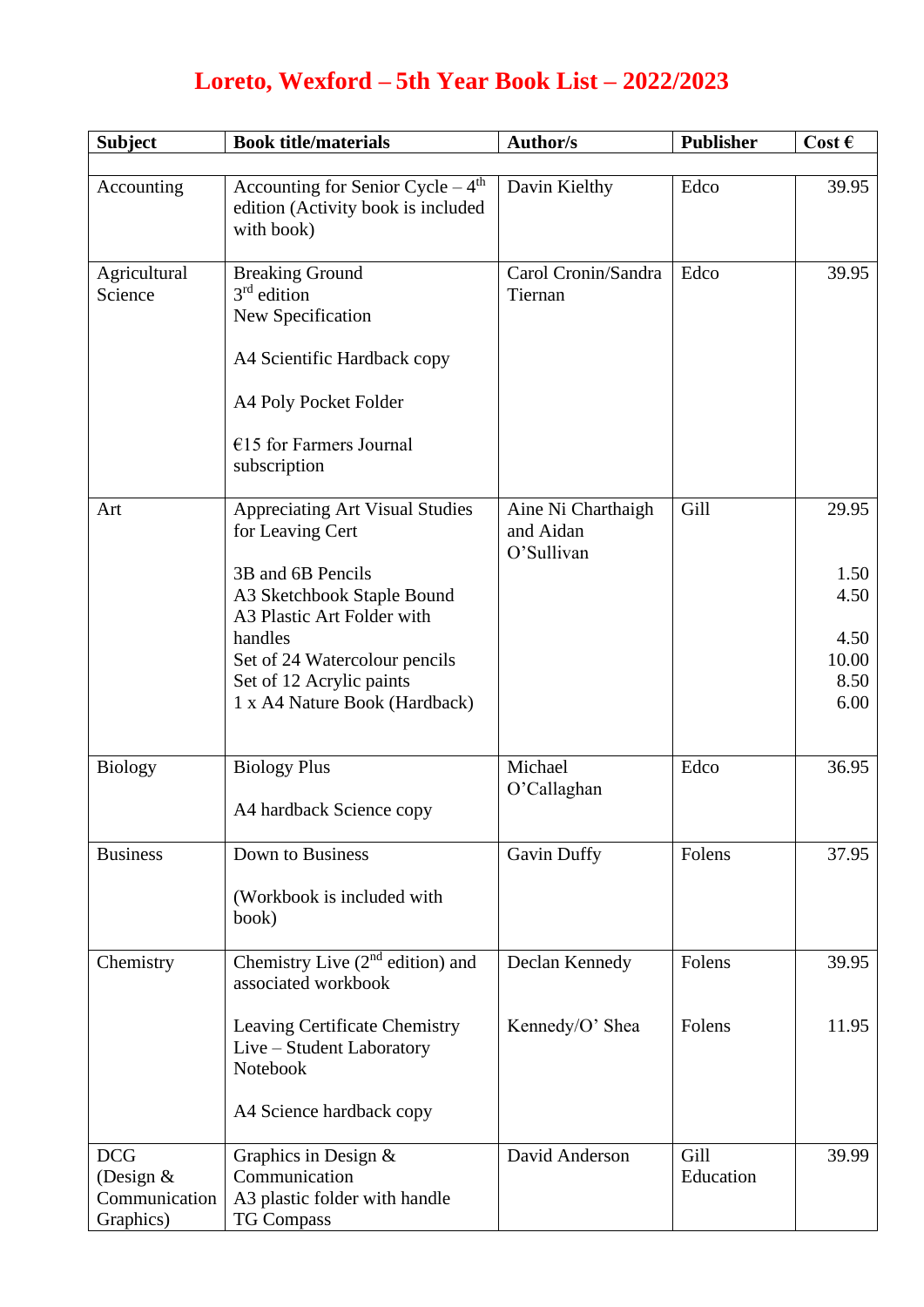# Loreto, Wexford – 5th Year Book List – 2022/2023

| Subject | Book title/materials | Author/s | Publisher | Cost € |
|---|---|---|---|---|
| | | | | |
| Accounting | Accounting for Senior Cycle – 4th edition (Activity book is included with book) | Davin Kielthy | Edco | 39.95 |
| Agricultural Science | Breaking Ground<br>3rd edition<br>New Specification<br><br>A4 Scientific Hardback copy<br><br>A4 Poly Pocket Folder<br><br>€15 for Farmers Journal subscription | Carol Cronin/Sandra Tiernan | Edco | 39.95 |
| Art | Appreciating Art Visual Studies for Leaving Cert<br><br>3B and 6B Pencils<br>A3 Sketchbook Staple Bound<br>A3 Plastic Art Folder with handles<br>Set of 24 Watercolour pencils<br>Set of 12 Acrylic paints<br>1 x A4 Nature Book (Hardback) | Aine Ni Charthaigh and Aidan O'Sullivan | Gill | 29.95<br><br>1.50<br>4.50<br><br>4.50<br>10.00<br>8.50<br>6.00 |
| Biology | Biology Plus<br><br>A4 hardback Science copy | Michael O'Callaghan | Edco | 36.95 |
| Business | Down to Business<br><br>(Workbook is included with book) | Gavin Duffy | Folens | 37.95 |
| Chemistry | Chemistry Live (2nd edition) and associated workbook<br><br>Leaving Certificate Chemistry Live – Student Laboratory Notebook<br><br>A4 Science hardback copy | Declan Kennedy<br><br>Kennedy/O' Shea | Folens<br><br>Folens | 39.95<br><br>11.95 |
| DCG (Design & Communication Graphics) | Graphics in Design & Communication<br>A3 plastic folder with handle<br>TG Compass | David Anderson | Gill Education | 39.99 |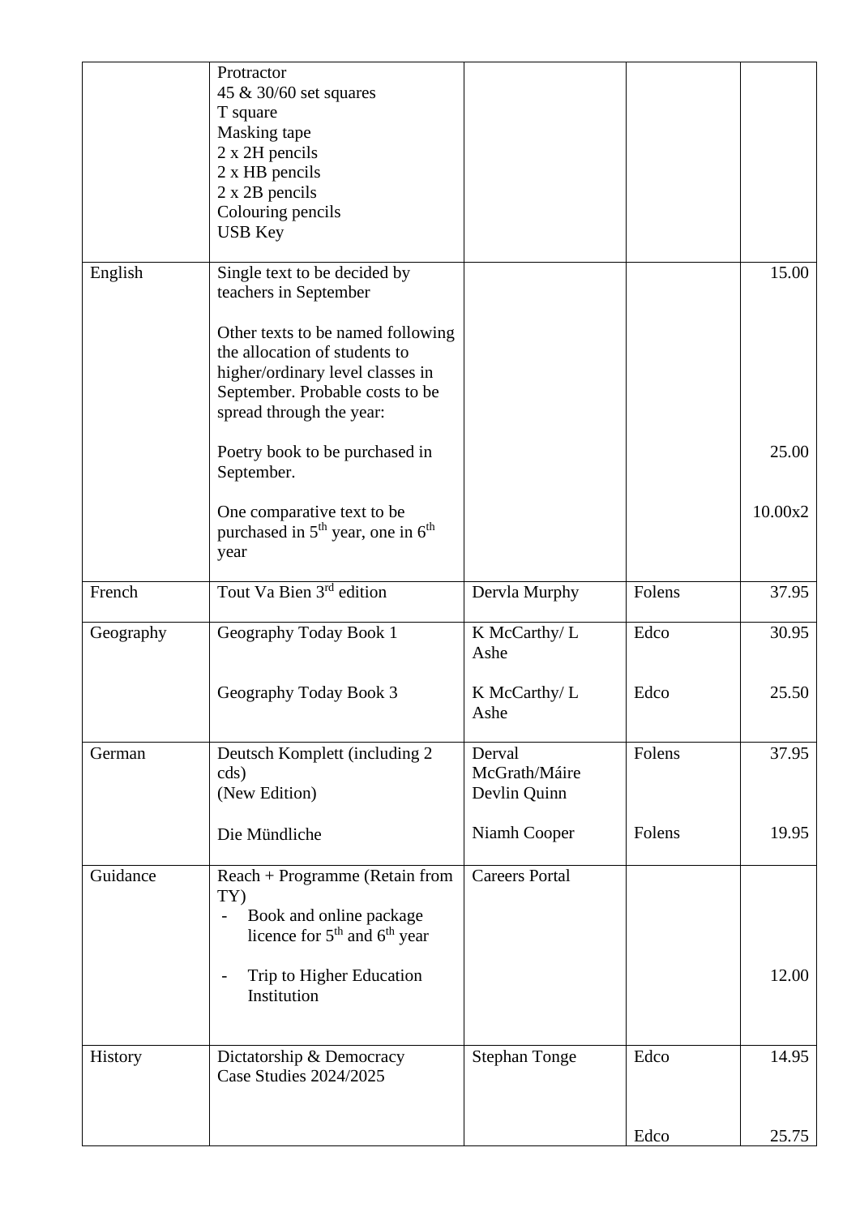| | | | | |
|---|---|---|---|---|
| | Protractor<br>45 & 30/60 set squares<br>T square<br>Masking tape<br>2 x 2H pencils<br>2 x HB pencils<br>2 x 2B pencils<br>Colouring pencils<br>USB Key | | | |
| English | Single text to be decided by teachers in September<br><br>Other texts to be named following the allocation of students to higher/ordinary level classes in September. Probable costs to be spread through the year:<br><br>Poetry book to be purchased in September.<br><br>One comparative text to be purchased in 5th year, one in 6th year | | | 15.00<br><br><br><br><br><br>25.00<br><br>10.00x2 |
| French | Tout Va Bien 3rd edition | Dervla Murphy | Folens | 37.95 |
| Geography | Geography Today Book 1<br><br>Geography Today Book 3 | K McCarthy/ L Ashe<br><br>K McCarthy/ L Ashe | Edco<br><br>Edco | 30.95<br><br>25.50 |
| German | Deutsch Komplett (including 2 cds)<br>(New Edition)<br><br>Die Mündliche | Derval McGrath/Máire Devlin Quinn<br><br>Niamh Cooper | Folens<br><br><br>Folens | 37.95<br><br><br>19.95 |
| Guidance | Reach + Programme (Retain from TY)<br>- Book and online package licence for 5th and 6th year<br><br>- Trip to Higher Education Institution | Careers Portal | | <br><br><br><br>12.00 |
| History | Dictatorship & Democracy<br>Case Studies 2024/2025 | Stephan Tonge | Edco<br><br><br>Edco | 14.95<br><br><br>25.75 |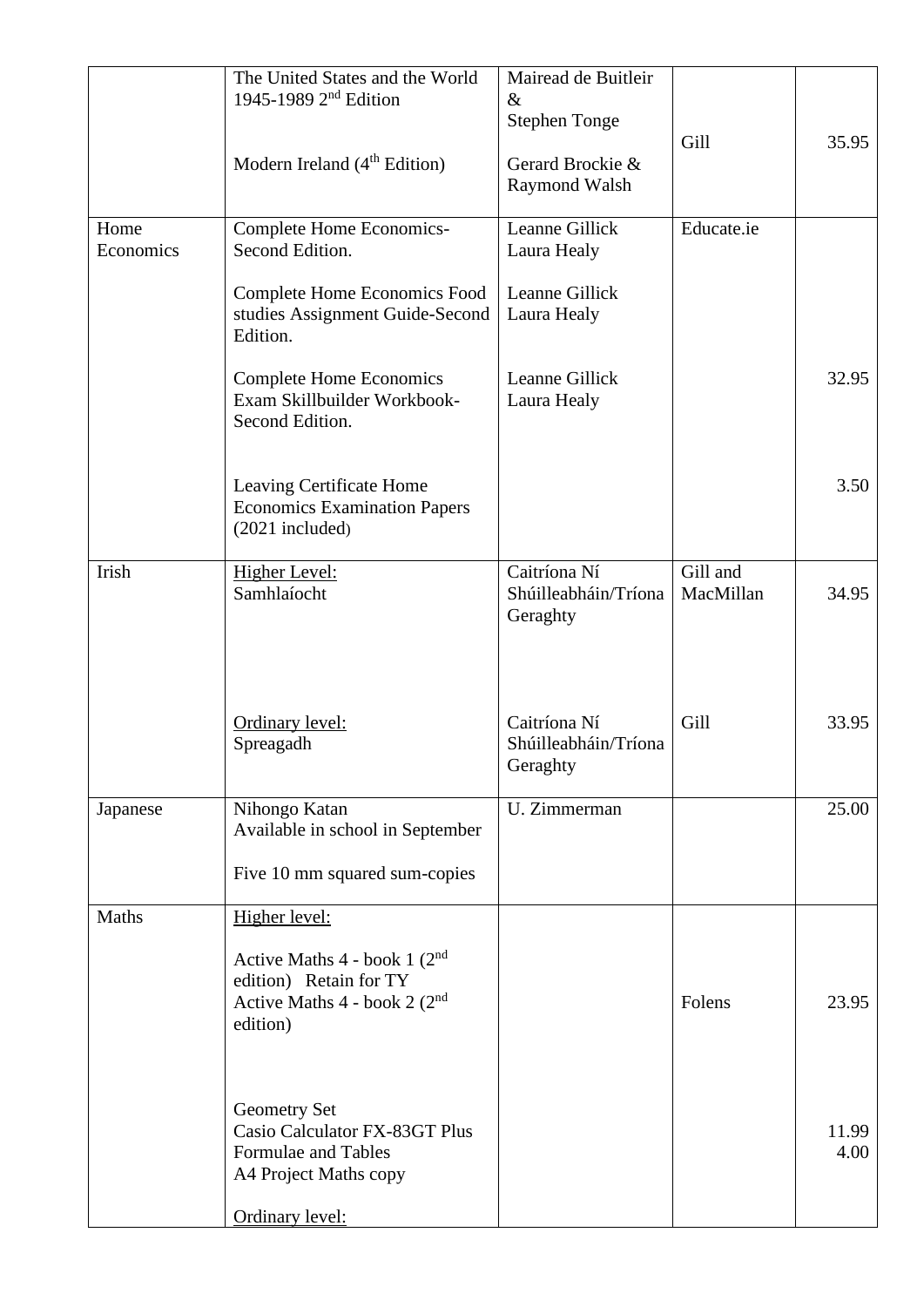| | | | | |
|---|---|---|---|---|
| | The United States and the World 1945-1989 2nd Edition<br><br>Modern Ireland (4th Edition) | Mairead de Buitleir &<br>Stephen Tonge<br><br>Gerard Brockie & Raymond Walsh | Gill | 35.95 |
| Home Economics | Complete Home Economics- Second Edition.<br><br>Complete Home Economics Food studies Assignment Guide-Second Edition.<br><br>Complete Home Economics Exam Skillbuilder Workbook- Second Edition.<br><br>Leaving Certificate Home Economics Examination Papers (2021 included) | Leanne Gillick<br>Laura Healy<br><br>Leanne Gillick<br>Laura Healy<br><br>Leanne Gillick<br>Laura Healy | Educate.ie | 32.95<br><br>3.50 |
| Irish | Higher Level:<br>Samhlaíocht<br><br>Ordinary level:<br>Spreagadh | Caitríona Ní Shúilleabháin/Tríona Geraghty<br><br>Caitríona Ní Shúilleabháin/Tríona Geraghty | Gill and MacMillan<br><br>Gill | 34.95<br><br>33.95 |
| Japanese | Nihongo Katan<br>Available in school in September<br><br>Five 10 mm squared sum-copies | U. Zimmerman | | 25.00 |
| Maths | Higher level:<br><br>Active Maths 4 - book 1 (2nd edition) Retain for TY<br>Active Maths 4 - book 2 (2nd edition)<br><br>Geometry Set<br>Casio Calculator FX-83GT Plus<br>Formulae and Tables<br>A4 Project Maths copy<br><br>Ordinary level: | | Folens | 23.95<br><br>11.99<br>4.00 |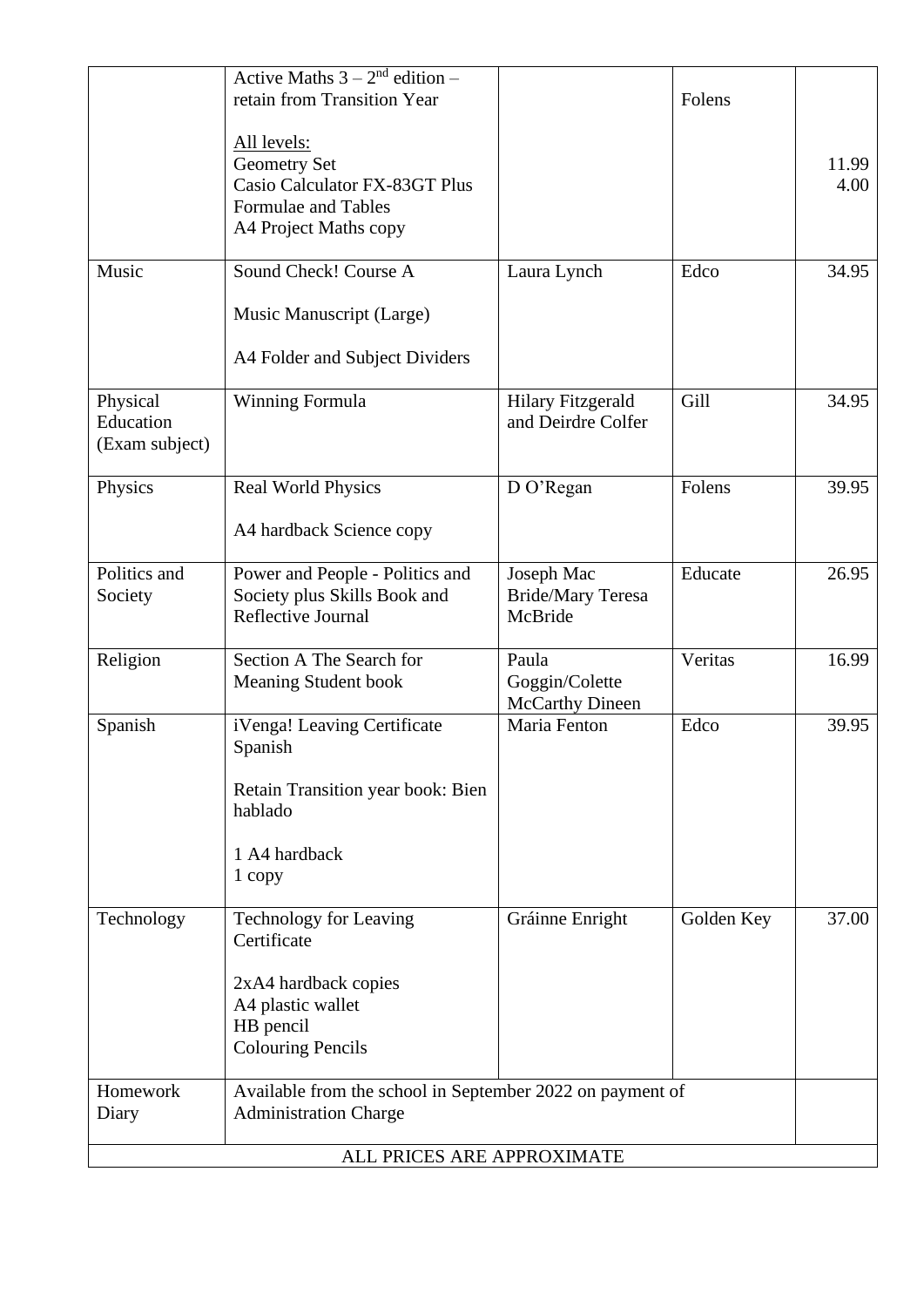| | | | | |
|---|---|---|---|---|
| | Active Maths 3 – 2nd edition – retain from Transition Year<br><br>All levels:<br>Geometry Set<br>Casio Calculator FX-83GT Plus<br>Formulae and Tables<br>A4 Project Maths copy | | Folens | <br><br><br>11.99<br>4.00 |
| Music | Sound Check! Course A<br><br>Music Manuscript (Large)<br><br>A4 Folder and Subject Dividers | Laura Lynch | Edco | 34.95 |
| Physical Education (Exam subject) | Winning Formula | Hilary Fitzgerald and Deirdre Colfer | Gill | 34.95 |
| Physics | Real World Physics<br><br>A4 hardback Science copy | D O'Regan | Folens | 39.95 |
| Politics and Society | Power and People - Politics and Society plus Skills Book and Reflective Journal | Joseph Mac Bride/Mary Teresa McBride | Educate | 26.95 |
| Religion | Section A The Search for Meaning Student book | Paula Goggin/Colette McCarthy Dineen | Veritas | 16.99 |
| Spanish | ¡Venga! Leaving Certificate Spanish<br><br>Retain Transition year book: Bien hablado<br><br>1 A4 hardback<br>1 copy | Maria Fenton | Edco | 39.95 |
| Technology | Technology for Leaving Certificate<br><br>2xA4 hardback copies<br>A4 plastic wallet<br>HB pencil<br>Colouring Pencils | Gráinne Enright | Golden Key | 37.00 |
| Homework Diary | Available from the school in September 2022 on payment of Administration Charge | | | |
| ALL PRICES ARE APPROXIMATE | | | | |